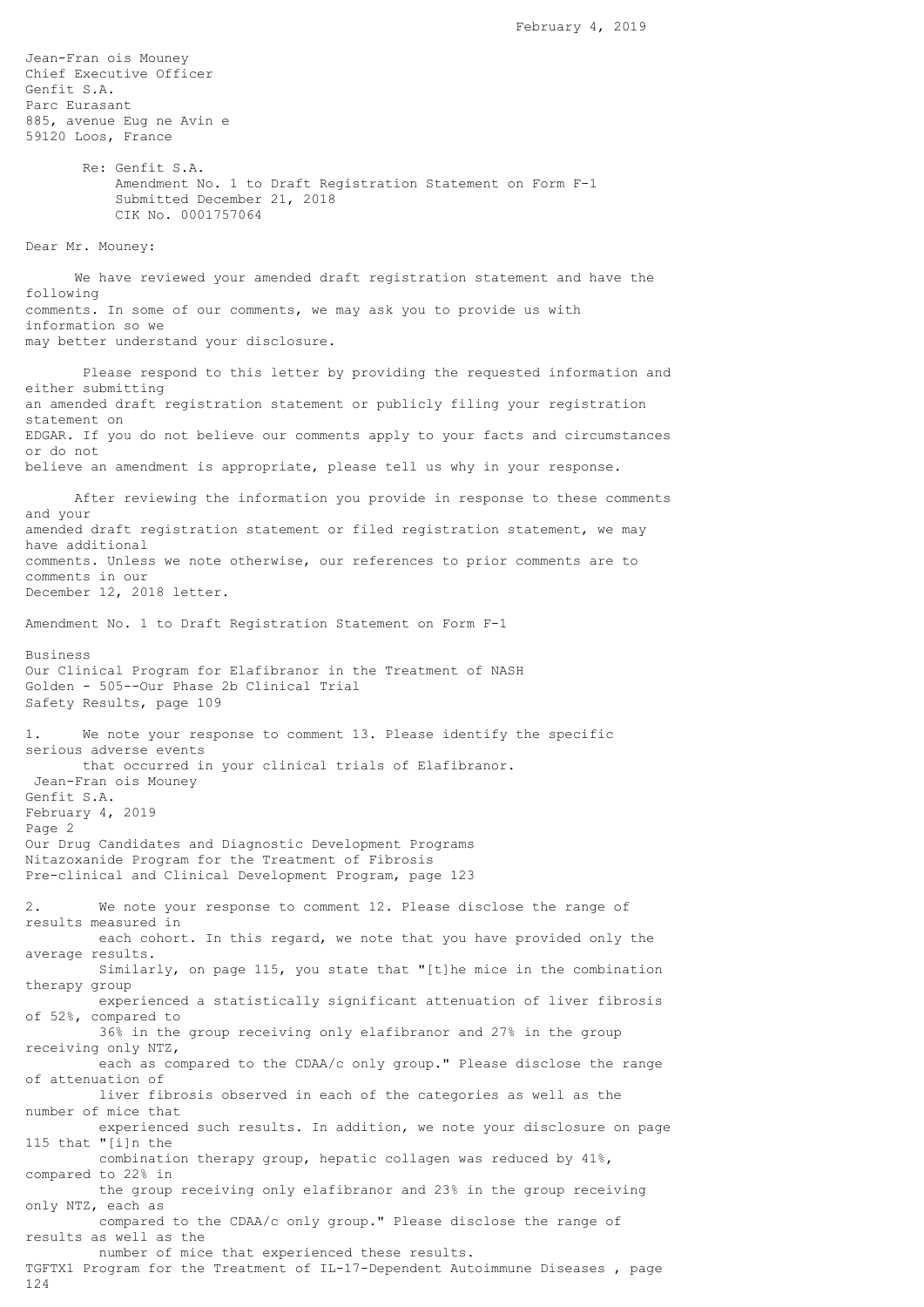February 4, 2019

Jean-Fran ois Mouney
Chief Executive Officer
Genfit S.A.
Parc Eurasant
885, avenue Eug ne Avin e
59120 Loos, France

Re: Genfit S.A.
Amendment No. 1 to Draft Registration Statement on Form F-1
Submitted December 21, 2018
CIK No. 0001757064

Dear Mr. Mouney:

We have reviewed your amended draft registration statement and have the following comments. In some of our comments, we may ask you to provide us with information so we may better understand your disclosure.

Please respond to this letter by providing the requested information and either submitting an amended draft registration statement or publicly filing your registration statement on EDGAR. If you do not believe our comments apply to your facts and circumstances or do not believe an amendment is appropriate, please tell us why in your response.

After reviewing the information you provide in response to these comments and your amended draft registration statement or filed registration statement, we may have additional comments. Unless we note otherwise, our references to prior comments are to comments in our December 12, 2018 letter.

Amendment No. 1 to Draft Registration Statement on Form F-1

Business
Our Clinical Program for Elafibranor in the Treatment of NASH
Golden - 505--Our Phase 2b Clinical Trial
Safety Results, page 109

1. We note your response to comment 13. Please identify the specific serious adverse events that occurred in your clinical trials of Elafibranor.

Our Drug Candidates and Diagnostic Development Programs
Nitazoxanide Program for the Treatment of Fibrosis
Pre-clinical and Clinical Development Program, page 123

2. We note your response to comment 12. Please disclose the range of results measured in each cohort. In this regard, we note that you have provided only the average results. Similarly, on page 115, you state that "[t]he mice in the combination therapy group experienced a statistically significant attenuation of liver fibrosis of 52%, compared to 36% in the group receiving only elafibranor and 27% in the group receiving only NTZ, each as compared to the CDAA/c only group." Please disclose the range of attenuation of liver fibrosis observed in each of the categories as well as the number of mice that experienced such results. In addition, we note your disclosure on page 115 that "[i]n the combination therapy group, hepatic collagen was reduced by 41%, compared to 22% in the group receiving only elafibranor and 23% in the group receiving only NTZ, each as compared to the CDAA/c only group." Please disclose the range of results as well as the number of mice that experienced these results.

TGFTX1 Program for the Treatment of IL-17-Dependent Autoimmune Diseases , page 124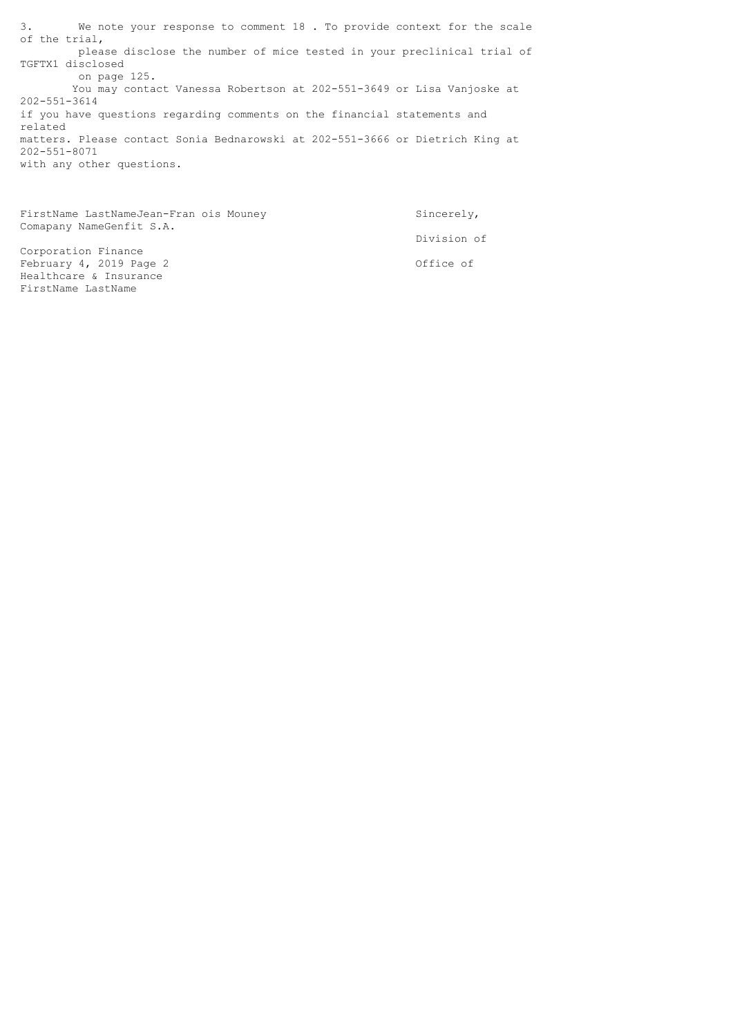3. We note your response to comment 18 . To provide context for the scale of the trial, please disclose the number of mice tested in your preclinical trial of TGFTX1 disclosed on page 125.

You may contact Vanessa Robertson at 202-551-3649 or Lisa Vanjoske at 202-551-3614 if you have questions regarding comments on the financial statements and related matters. Please contact Sonia Bednarowski at 202-551-3666 or Dietrich King at 202-551-8071 with any other questions.

Sincerely,

Division of Corporation Finance

Office of Healthcare & Insurance